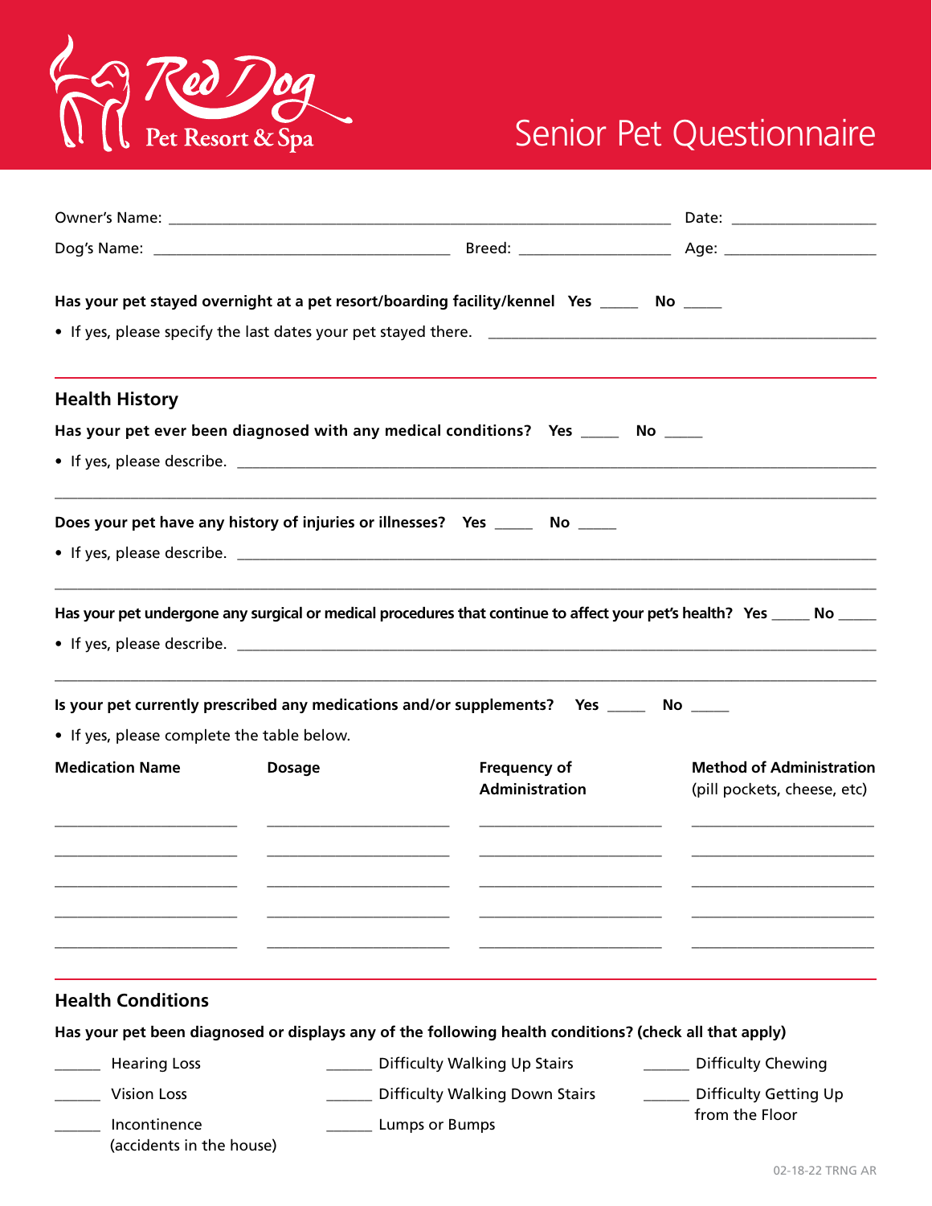Red Dog Pet Resort & Spa

# Senior Pet Questionnaire

Owner's Name: ______________________________________________ Date: ______________

Dog's Name: ____________________________ Breed: ______________ Age: ______________

**Has your pet stayed overnight at a pet resort/boarding facility/kennel Yes _____ No _____**

- If yes, please specify the last dates your pet stayed there. ______________________________________

## Health History

**Has your pet ever been diagnosed with any medical conditions? Yes _____ No _____**

- If yes, please describe. ______________________________________________________________

______________________________________________________________________________

**Does your pet have any history of injuries or illnesses? Yes _____ No _____**

- If yes, please describe. ______________________________________________________________

______________________________________________________________________________

**Has your pet undergone any surgical or medical procedures that continue to affect your pet's health? Yes _____ No _____**

- If yes, please describe. ______________________________________________________________

______________________________________________________________________________

**Is your pet currently prescribed any medications and/or supplements? Yes _____ No _____**

- If yes, please complete the table below.

| **Medication Name** | **Dosage** | **Frequency of Administration** | **Method of Administration** (pill pockets, cheese, etc) |
|---|---|---|---|
| | | | |
| | | | |
| | | | |
| | | | |
| | | | |

## Health Conditions

**Has your pet been diagnosed or displays any of the following health conditions? (check all that apply)**

- ______ Hearing Loss
- ______ Vision Loss
- ______ Incontinence (accidents in the house)
- ______ Difficulty Walking Up Stairs
- ______ Difficulty Walking Down Stairs
- ______ Lumps or Bumps
- ______ Difficulty Chewing
- ______ Difficulty Getting Up from the Floor

02-18-22 TRNG AR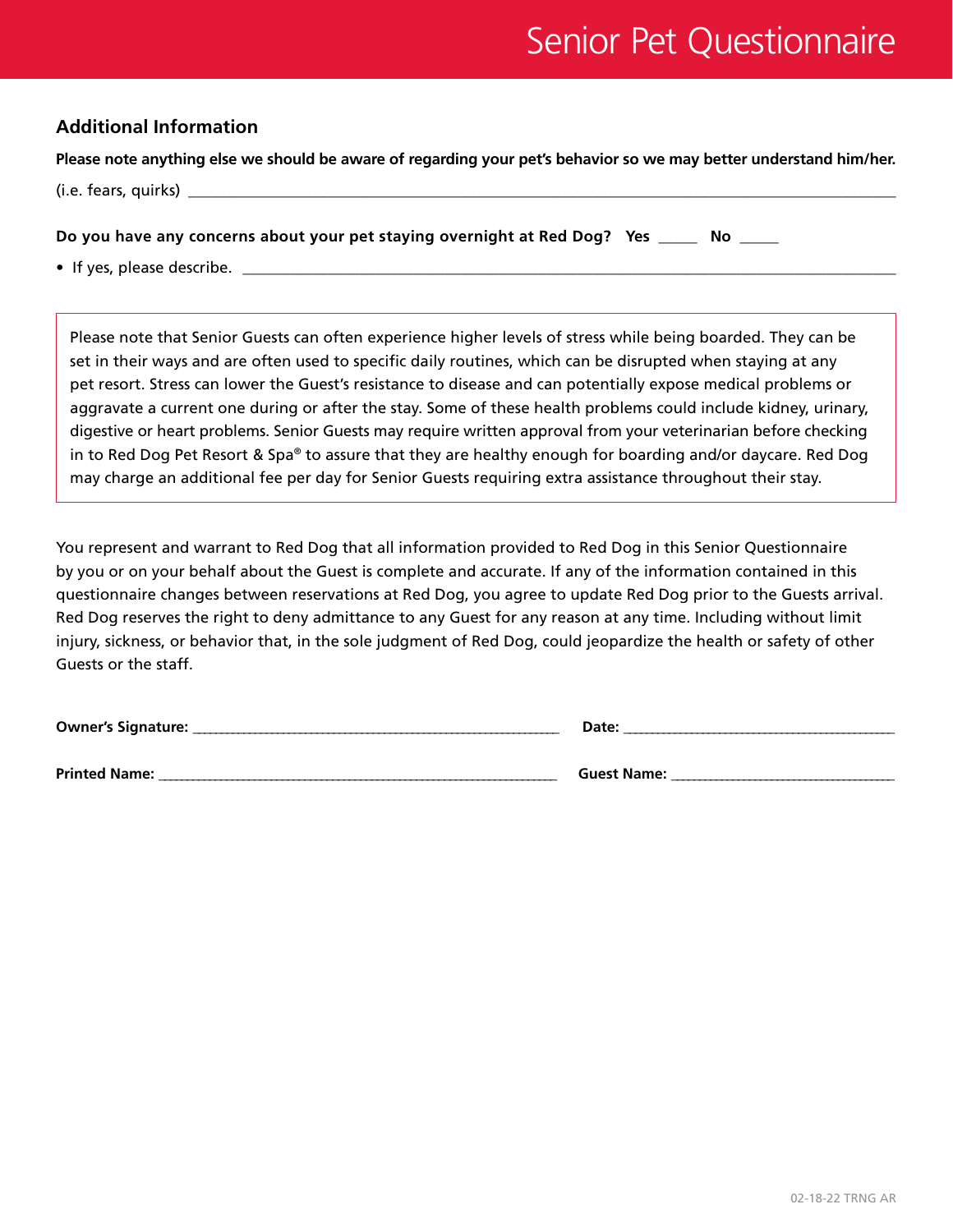# Senior Pet Questionnaire

## Additional Information

**Please note anything else we should be aware of regarding your pet's behavior so we may better understand him/her.**

(i.e. fears, quirks) ____________________________________________________________

**Do you have any concerns about your pet staying overnight at Red Dog? Yes _____ No _____**

- If yes, please describe. ____________________________________________________________

Please note that Senior Guests can often experience higher levels of stress while being boarded. They can be set in their ways and are often used to specific daily routines, which can be disrupted when staying at any pet resort. Stress can lower the Guest's resistance to disease and can potentially expose medical problems or aggravate a current one during or after the stay. Some of these health problems could include kidney, urinary, digestive or heart problems. Senior Guests may require written approval from your veterinarian before checking in to Red Dog Pet Resort & Spa® to assure that they are healthy enough for boarding and/or daycare. Red Dog may charge an additional fee per day for Senior Guests requiring extra assistance throughout their stay.

You represent and warrant to Red Dog that all information provided to Red Dog in this Senior Questionnaire by you or on your behalf about the Guest is complete and accurate. If any of the information contained in this questionnaire changes between reservations at Red Dog, you agree to update Red Dog prior to the Guests arrival. Red Dog reserves the right to deny admittance to any Guest for any reason at any time. Including without limit injury, sickness, or behavior that, in the sole judgment of Red Dog, could jeopardize the health or safety of other Guests or the staff.

**Owner's Signature:** ______________________________ **Date:** ______________________________

**Printed Name:** ______________________________ **Guest Name:** ______________________________

02-18-22 TRNG AR